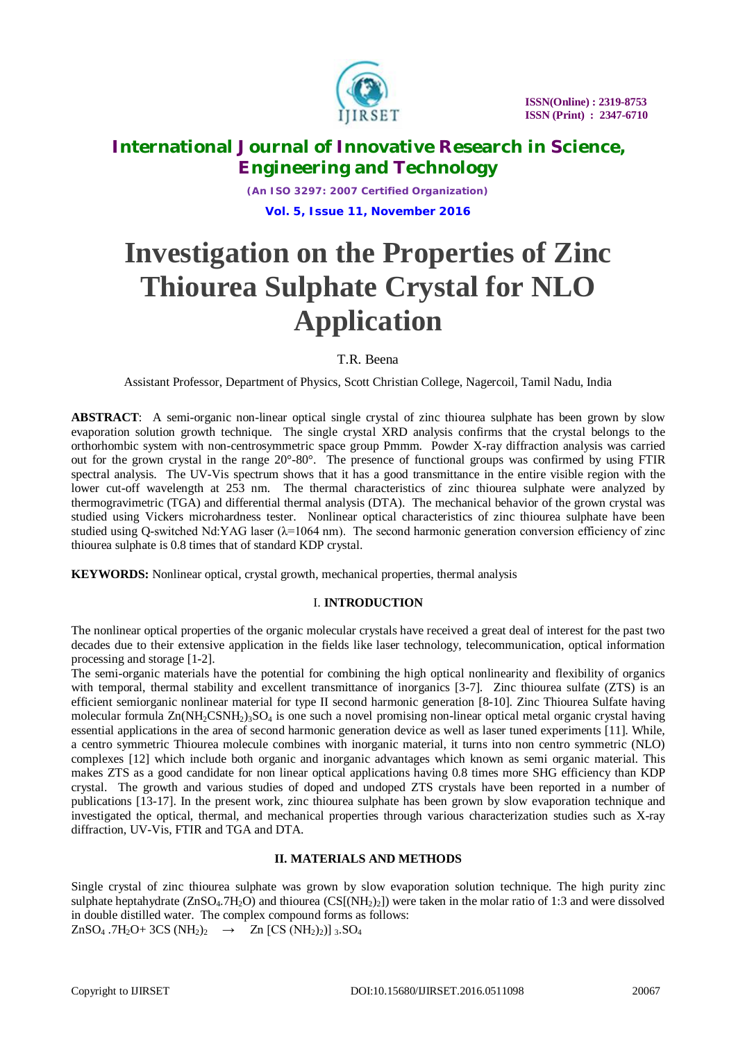# Investigation on the Properties of Zinc Thiourea Sulphate Crystal for NLO Application

T.R. Beena

Assistant Professor, Department of Physics, Scott Christian College, Nagercoil, Tamil Nadu, India

**ABSTRACT**: A semi-organic non-linear optical single crystal of zinc thiourea sulphate has been grown by slow evaporation solution growth technique. The single crystal XRD analysis confirms that the crystal belongs to the orthorhombic system with non-centrosymmetric space group Pmmm. Powder X-ray diffraction analysis was carried out for the grown crystal in the range 20°-80°. The presence of functional groups was confirmed by using FTIR spectral analysis. The UV-Vis spectrum shows that it has a good transmittance in the entire visible region with the lower cut-off wavelength at 253 nm. The thermal characteristics of zinc thiourea sulphate were analyzed by thermogravimetric (TGA) and differential thermal analysis (DTA). The mechanical behavior of the grown crystal was studied using Vickers microhardness tester. Nonlinear optical characteristics of zinc thiourea sulphate have been studied using Q-switched Nd:YAG laser ($\lambda$=1064 nm). The second harmonic generation conversion efficiency of zinc thiourea sulphate is 0.8 times that of standard KDP crystal.

**KEYWORDS:** Nonlinear optical, crystal growth, mechanical properties, thermal analysis

## I. INTRODUCTION

The nonlinear optical properties of the organic molecular crystals have received a great deal of interest for the past two decades due to their extensive application in the fields like laser technology, telecommunication, optical information processing and storage [1-2].

The semi-organic materials have the potential for combining the high optical nonlinearity and flexibility of organics with temporal, thermal stability and excellent transmittance of inorganics [3-7]. Zinc thiourea sulfate (ZTS) is an efficient semiorganic nonlinear material for type II second harmonic generation [8-10]. Zinc Thiourea Sulfate having molecular formula $Zn(NH_2CSNH_2)_3SO_4$ is one such a novel promising non-linear optical metal organic crystal having essential applications in the area of second harmonic generation device as well as laser tuned experiments [11]. While, a centro symmetric Thiourea molecule combines with inorganic material, it turns into non centro symmetric (NLO) complexes [12] which include both organic and inorganic advantages which known as semi organic material. This makes ZTS as a good candidate for non linear optical applications having 0.8 times more SHG efficiency than KDP crystal. The growth and various studies of doped and undoped ZTS crystals have been reported in a number of publications [13-17]. In the present work, zinc thiourea sulphate has been grown by slow evaporation technique and investigated the optical, thermal, and mechanical properties through various characterization studies such as X-ray diffraction, UV-Vis, FTIR and TGA and DTA.

## II. MATERIALS AND METHODS

Single crystal of zinc thiourea sulphate was grown by slow evaporation solution technique. The high purity zinc sulphate heptahydrate ($ZnSO_4.7H_2O$) and thiourea ($CS[(NH_2)_2]$) were taken in the molar ratio of 1:3 and were dissolved in double distilled water. The complex compound forms as follows:

$$ZnSO_4 .7H_2O + 3CS(NH_2)_2 \rightarrow Zn[CS(NH_2)_2)]_3.SO_4$$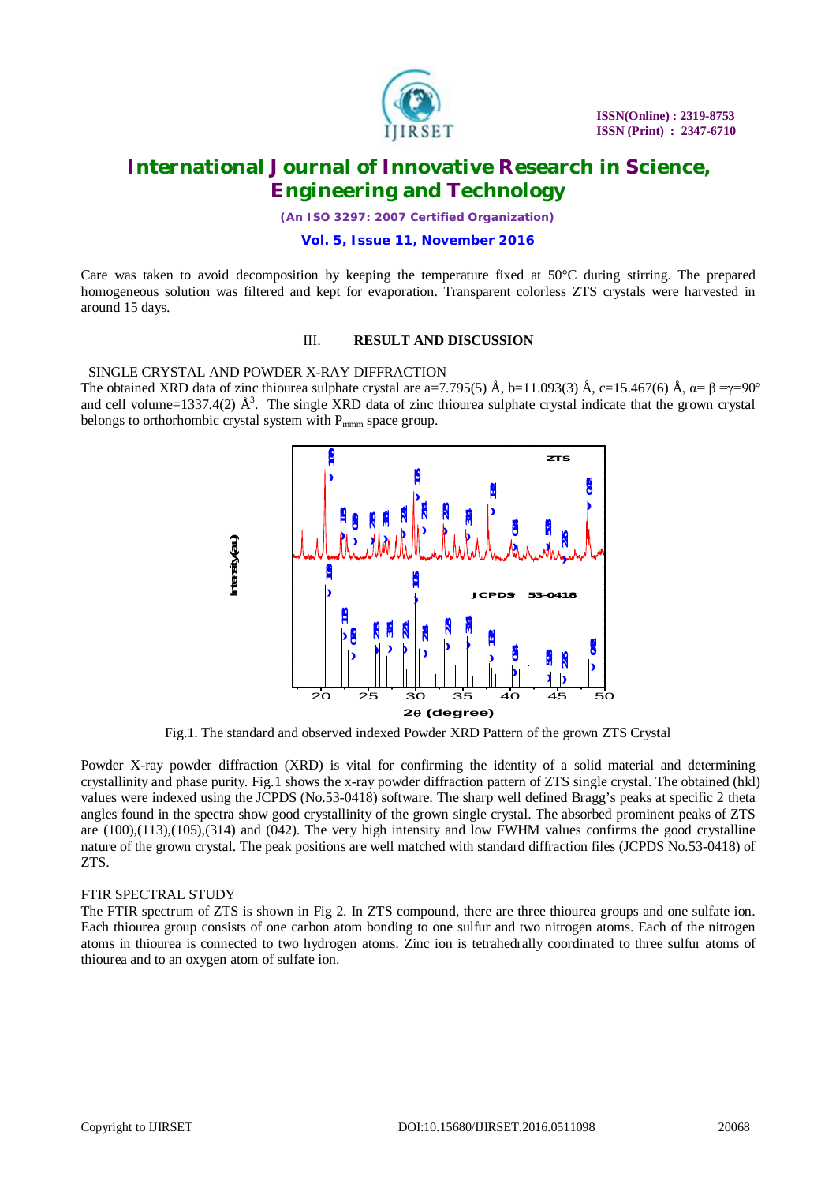Care was taken to avoid decomposition by keeping the temperature fixed at 50°C during stirring. The prepared homogeneous solution was filtered and kept for evaporation. Transparent colorless ZTS crystals were harvested in around 15 days.

## III. RESULT AND DISCUSSION

### SINGLE CRYSTAL AND POWDER X-RAY DIFFRACTION

The obtained XRD data of zinc thiourea sulphate crystal are a=7.795(5) Å, b=11.093(3) Å, c=15.467(6) Å, $\alpha = \beta = \gamma = 90°$ and cell volume=1337.4(2) $Å^3$. The single XRD data of zinc thiourea sulphate crystal indicate that the grown crystal belongs to orthorhombic crystal system with $P_{mmm}$ space group.

Fig.1. The standard and observed indexed Powder XRD Pattern of the grown ZTS Crystal

Powder X-ray powder diffraction (XRD) is vital for confirming the identity of a solid material and determining crystallinity and phase purity. Fig.1 shows the x-ray powder diffraction pattern of ZTS single crystal. The obtained (hkl) values were indexed using the JCPDS (No.53-0418) software. The sharp well defined Bragg's peaks at specific 2 theta angles found in the spectra show good crystallinity of the grown single crystal. The absorbed prominent peaks of ZTS are (100),(113),(105),(314) and (042). The very high intensity and low FWHM values confirms the good crystalline nature of the grown crystal. The peak positions are well matched with standard diffraction files (JCPDS No.53-0418) of ZTS.

### FTIR SPECTRAL STUDY

The FTIR spectrum of ZTS is shown in Fig 2. In ZTS compound, there are three thiourea groups and one sulfate ion. Each thiourea group consists of one carbon atom bonding to one sulfur and two nitrogen atoms. Each of the nitrogen atoms in thiourea is connected to two hydrogen atoms. Zinc ion is tetrahedrally coordinated to three sulfur atoms of thiourea and to an oxygen atom of sulfate ion.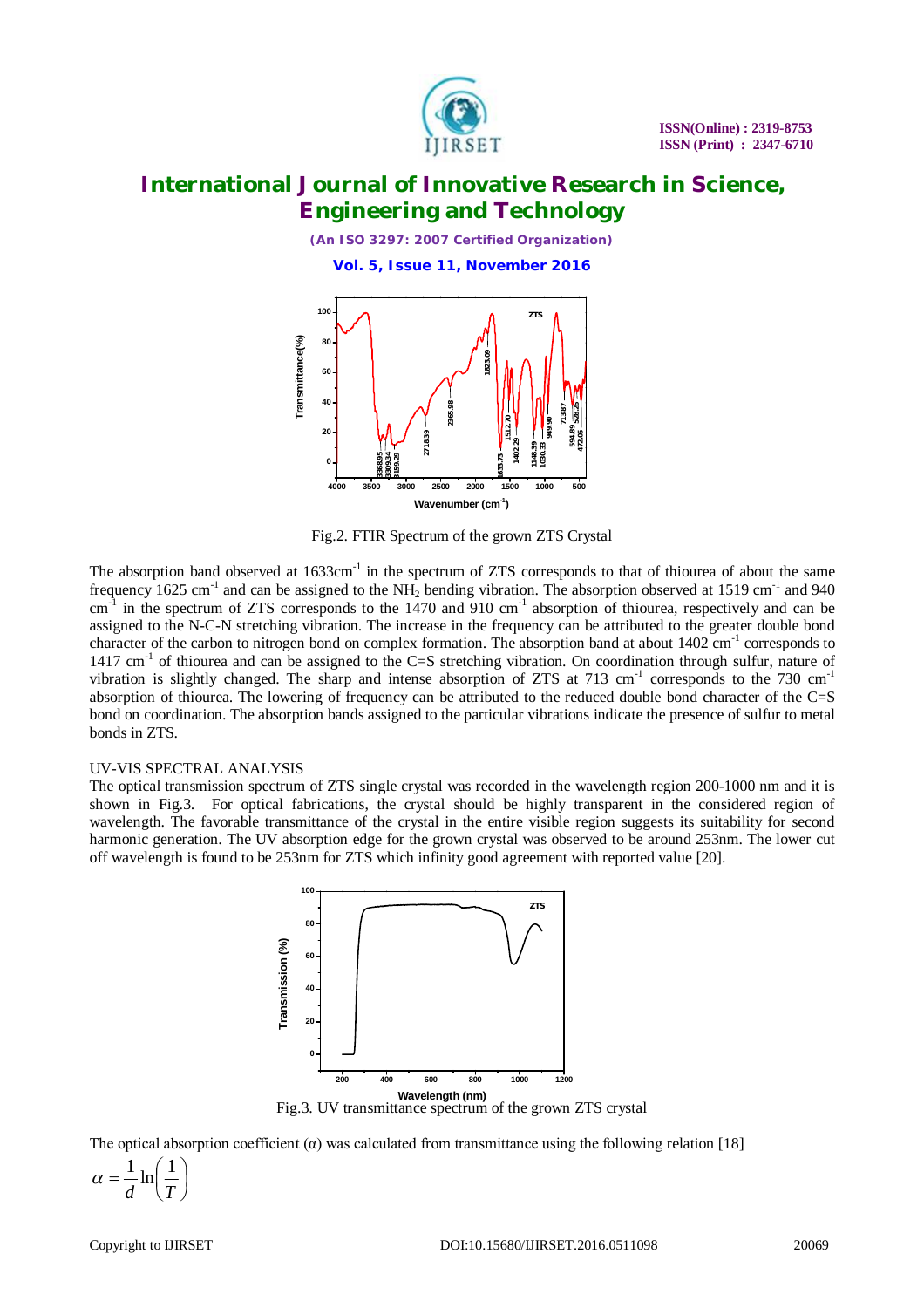Fig.2. FTIR Spectrum of the grown ZTS Crystal

The absorption band observed at 1633cm$^{-1}$ in the spectrum of ZTS corresponds to that of thiourea of about the same frequency 1625 cm$^{-1}$ and can be assigned to the $NH_2$ bending vibration. The absorption observed at 1519 cm$^{-1}$ and 940 cm$^{-1}$ in the spectrum of ZTS corresponds to the 1470 and 910 cm$^{-1}$ absorption of thiourea, respectively and can be assigned to the N-C-N stretching vibration. The increase in the frequency can be attributed to the greater double bond character of the carbon to nitrogen bond on complex formation. The absorption band at about 1402 cm$^{-1}$ corresponds to 1417 cm$^{-1}$ of thiourea and can be assigned to the C=S stretching vibration. On coordination through sulfur, nature of vibration is slightly changed. The sharp and intense absorption of ZTS at 713 cm$^{-1}$ corresponds to the 730 cm$^{-1}$ absorption of thiourea. The lowering of frequency can be attributed to the reduced double bond character of the C=S bond on coordination. The absorption bands assigned to the particular vibrations indicate the presence of sulfur to metal bonds in ZTS.

UV-VIS SPECTRAL ANALYSIS

The optical transmission spectrum of ZTS single crystal was recorded in the wavelength region 200-1000 nm and it is shown in Fig.3. For optical fabrications, the crystal should be highly transparent in the considered region of wavelength. The favorable transmittance of the crystal in the entire visible region suggests its suitability for second harmonic generation. The UV absorption edge for the grown crystal was observed to be around 253nm. The lower cut off wavelength is found to be 253nm for ZTS which infinity good agreement with reported value [20].

Fig.3. UV transmittance spectrum of the grown ZTS crystal

The optical absorption coefficient (α) was calculated from transmittance using the following relation [18]

$$\alpha = \frac{1}{d}\ln\left(\frac{1}{T}\right)$$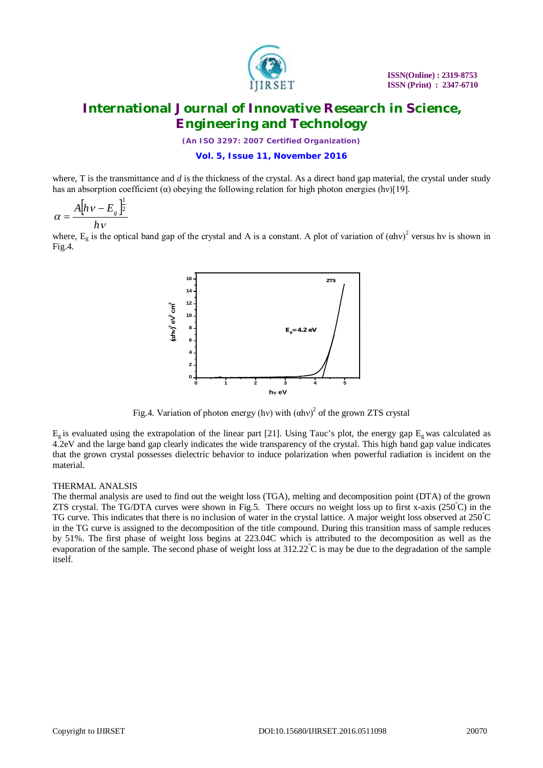where, T is the transmittance and *d* is the thickness of the crystal. As a direct band gap material, the crystal under study has an absorption coefficient (α) obeying the following relation for high photon energies (hν)[19].

$$\alpha = \frac{A\left[h\nu - E_g\right]^{\frac{1}{2}}}{h\nu}$$

where, $E_g$ is the optical band gap of the crystal and A is a constant. A plot of variation of $(\alpha h\nu)^2$ versus hν is shown in Fig.4.

Fig.4. Variation of photon energy (hν) with $(\alpha h\nu)^2$ of the grown ZTS crystal

$E_g$ is evaluated using the extrapolation of the linear part [21]. Using Tauc's plot, the energy gap $E_g$ was calculated as 4.2eV and the large band gap clearly indicates the wide transparency of the crystal. This high band gap value indicates that the grown crystal possesses dielectric behavior to induce polarization when powerful radiation is incident on the material.

THERMAL ANALSIS

The thermal analysis are used to find out the weight loss (TGA), melting and decomposition point (DTA) of the grown ZTS crystal. The TG/DTA curves were shown in Fig.5. There occurs no weight loss up to first x-axis (250°C) in the TG curve. This indicates that there is no inclusion of water in the crystal lattice. A major weight loss observed at 250°C in the TG curve is assigned to the decomposition of the title compound. During this transition mass of sample reduces by 51%. The first phase of weight loss begins at 223.04C which is attributed to the decomposition as well as the evaporation of the sample. The second phase of weight loss at 312.22°C is may be due to the degradation of the sample itself.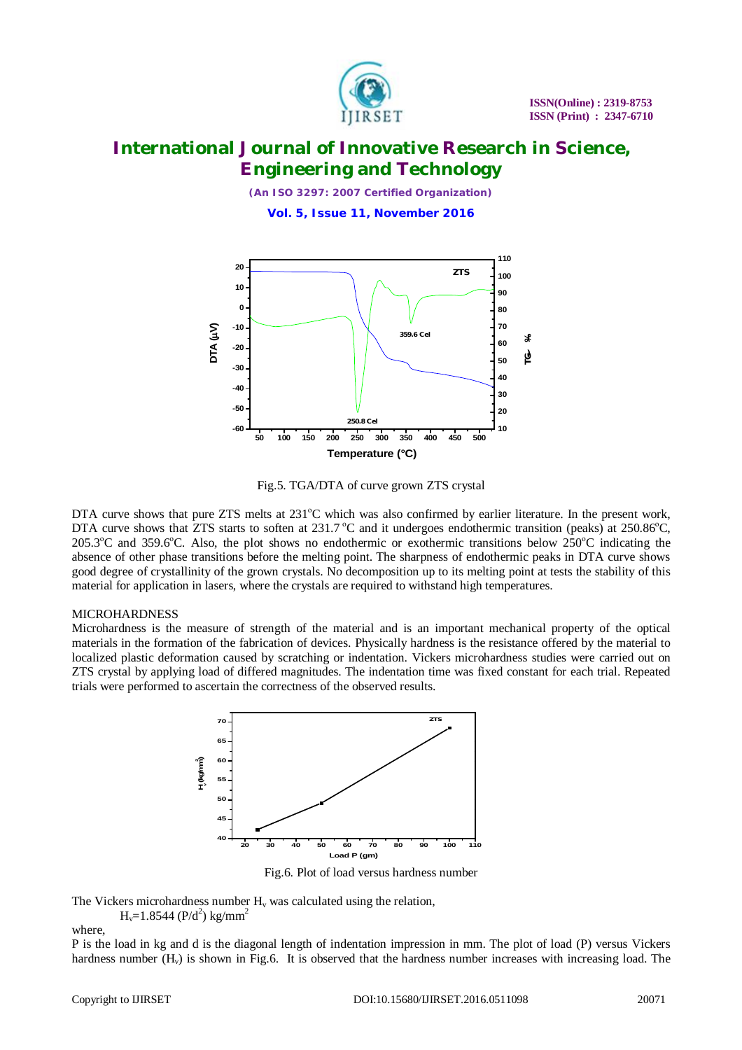Fig.5. TGA/DTA of curve grown ZTS crystal

DTA curve shows that pure ZTS melts at 231°C which was also confirmed by earlier literature. In the present work, DTA curve shows that ZTS starts to soften at 231.7 °C and it undergoes endothermic transition (peaks) at 250.86°C, 205.3°C and 359.6°C. Also, the plot shows no endothermic or exothermic transitions below 250°C indicating the absence of other phase transitions before the melting point. The sharpness of endothermic peaks in DTA curve shows good degree of crystallinity of the grown crystals. No decomposition up to its melting point at tests the stability of this material for application in lasers, where the crystals are required to withstand high temperatures.

## MICROHARDNESS

Microhardness is the measure of strength of the material and is an important mechanical property of the optical materials in the formation of the fabrication of devices. Physically hardness is the resistance offered by the material to localized plastic deformation caused by scratching or indentation. Vickers microhardness studies were carried out on ZTS crystal by applying load of differed magnitudes. The indentation time was fixed constant for each trial. Repeated trials were performed to ascertain the correctness of the observed results.

Fig.6. Plot of load versus hardness number

The Vickers microhardness number $H_v$ was calculated using the relation,

$$H_v = 1.8544\ (P/d^2)\ \text{kg/mm}^2$$

where,

P is the load in kg and d is the diagonal length of indentation impression in mm. The plot of load (P) versus Vickers hardness number ($H_v$) is shown in Fig.6. It is observed that the hardness number increases with increasing load. The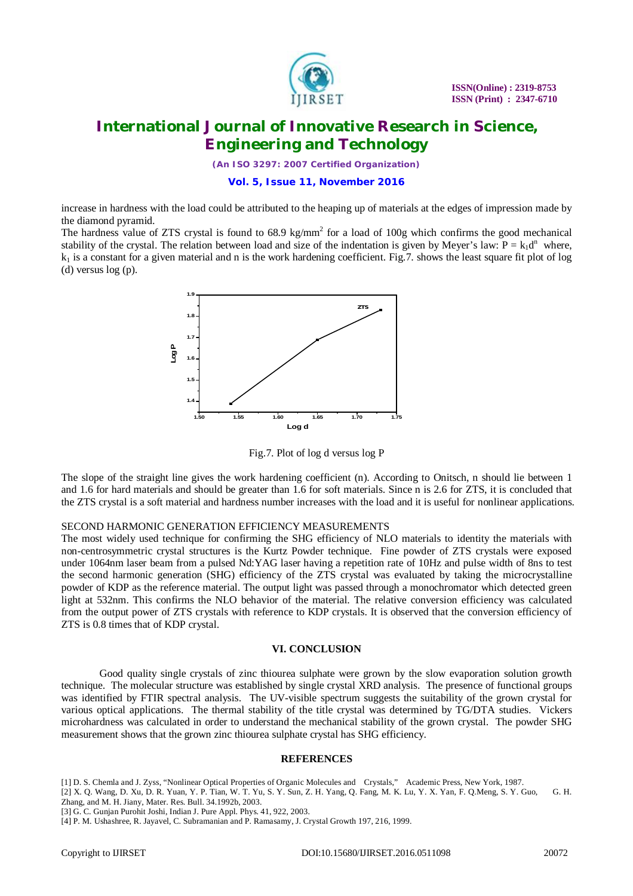increase in hardness with the load could be attributed to the heaping up of materials at the edges of impression made by the diamond pyramid.

The hardness value of ZTS crystal is found to 68.9 $kg/mm^2$ for a load of 100g which confirms the good mechanical stability of the crystal. The relation between load and size of the indentation is given by Meyer's law: $P = k_1d^n$ where, $k_1$ is a constant for a given material and n is the work hardening coefficient. Fig.7. shows the least square fit plot of log (d) versus log (p).

Fig.7. Plot of log d versus log P

The slope of the straight line gives the work hardening coefficient (n). According to Onitsch, n should lie between 1 and 1.6 for hard materials and should be greater than 1.6 for soft materials. Since n is 2.6 for ZTS, it is concluded that the ZTS crystal is a soft material and hardness number increases with the load and it is useful for nonlinear applications.

SECOND HARMONIC GENERATION EFFICIENCY MEASUREMENTS

The most widely used technique for confirming the SHG efficiency of NLO materials to identity the materials with non-centrosymmetric crystal structures is the Kurtz Powder technique. Fine powder of ZTS crystals were exposed under 1064nm laser beam from a pulsed Nd:YAG laser having a repetition rate of 10Hz and pulse width of 8ns to test the second harmonic generation (SHG) efficiency of the ZTS crystal was evaluated by taking the microcrystalline powder of KDP as the reference material. The output light was passed through a monochromator which detected green light at 532nm. This confirms the NLO behavior of the material. The relative conversion efficiency was calculated from the output power of ZTS crystals with reference to KDP crystals. It is observed that the conversion efficiency of ZTS is 0.8 times that of KDP crystal.

## VI. CONCLUSION

Good quality single crystals of zinc thiourea sulphate were grown by the slow evaporation solution growth technique. The molecular structure was established by single crystal XRD analysis. The presence of functional groups was identified by FTIR spectral analysis. The UV-visible spectrum suggests the suitability of the grown crystal for various optical applications. The thermal stability of the title crystal was determined by TG/DTA studies. Vickers microhardness was calculated in order to understand the mechanical stability of the grown crystal. The powder SHG measurement shows that the grown zinc thiourea sulphate crystal has SHG efficiency.

## REFERENCES

[1] D. S. Chemla and J. Zyss, "Nonlinear Optical Properties of Organic Molecules and Crystals," Academic Press, New York, 1987.

[2] X. Q. Wang, D. Xu, D. R. Yuan, Y. P. Tian, W. T. Yu, S. Y. Sun, Z. H. Yang, Q. Fang, M. K. Lu, Y. X. Yan, F. Q.Meng, S. Y. Guo, G. H. Zhang, and M. H. Jiany, Mater. Res. Bull. 34.1992b, 2003.

[3] G. C. Gunjan Purohit Joshi, Indian J. Pure Appl. Phys. 41, 922, 2003.

[4] P. M. Ushashree, R. Jayavel, C. Subramanian and P. Ramasamy, J. Crystal Growth 197, 216, 1999.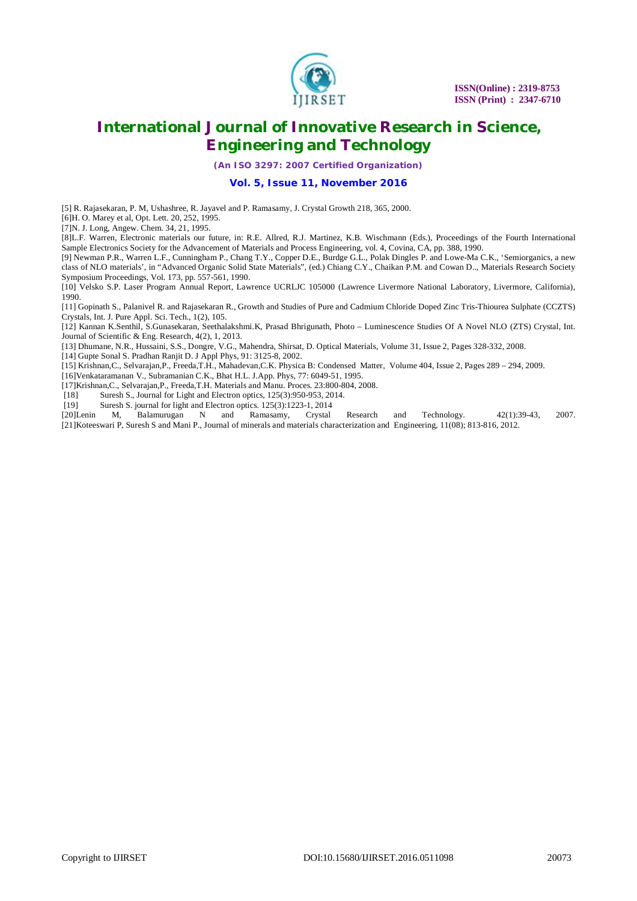[5] R. Rajasekaran, P. M, Ushashree, R. Jayavel and P. Ramasamy, J. Crystal Growth 218, 365, 2000.

[6]H. O. Marey et al, Opt. Lett. 20, 252, 1995.

[7]N. J. Long, Angew. Chem. 34, 21, 1995.

[8]L.F. Warren, Electronic materials our future, in: R.E. Allred, R.J. Martinez, K.B. Wischmann (Eds.), Proceedings of the Fourth International Sample Electronics Society for the Advancement of Materials and Process Engineering, vol. 4, Covina, CA, pp. 388, 1990.

[9] Newman P.R., Warren L.F., Cunningham P., Chang T.Y., Copper D.E., Burdge G.L., Polak Dingles P. and Lowe-Ma C.K., 'Semiorganics, a new class of NLO materials', in "Advanced Organic Solid State Materials", (ed.) Chiang C.Y., Chaikan P.M. and Cowan D.., Materials Research Society Symposium Proceedings, Vol. 173, pp. 557-561, 1990.

[10] Velsko S.P. Laser Program Annual Report, Lawrence UCRLJC 105000 (Lawrence Livermore National Laboratory, Livermore, California), 1990.

[11] Gopinath S., Palanivel R. and Rajasekaran R., Growth and Studies of Pure and Cadmium Chloride Doped Zinc Tris-Thiourea Sulphate (CCZTS) Crystals, Int. J. Pure Appl. Sci. Tech., 1(2), 105.

[12] Kannan K.Senthil, S.Gunasekaran, Seethalakshmi.K, Prasad Bhrigunath, Photo – Luminescence Studies Of A Novel NLO (ZTS) Crystal, Int. Journal of Scientific & Eng. Research, 4(2), 1, 2013.

[13] Dhumane, N.R., Hussaini, S.S., Dongre, V.G., Mahendra, Shirsat, D. Optical Materials, Volume 31, Issue 2, Pages 328-332, 2008.

[14] Gupte Sonal S. Pradhan Ranjit D. J Appl Phys, 91: 3125-8, 2002.

[15] Krishnan,C., Selvarajan,P., Freeda,T.H., Mahadevan,C.K. Physica B: Condensed Matter, Volume 404, Issue 2, Pages 289 – 294, 2009.

[16]Venkataramanan V., Subramanian C.K., Bhat H.L. J.App. Phys, 77: 6049-51, 1995.

[17]Krishnan,C., Selvarajan,P., Freeda,T.H. Materials and Manu. Proces. 23:800-804, 2008.

[18] Suresh S., Journal for Light and Electron optics, 125(3):950-953, 2014.

[19] Suresh S. journal for light and Electron optics. 125(3):1223-1, 2014

[20]Lenin M, Balamurugan N and Ramasamy, Crystal Research and Technology. 42(1):39-43, 2007.

[21]Koteeswari P, Suresh S and Mani P., Journal of minerals and materials characterization and Engineering, 11(08); 813-816, 2012.